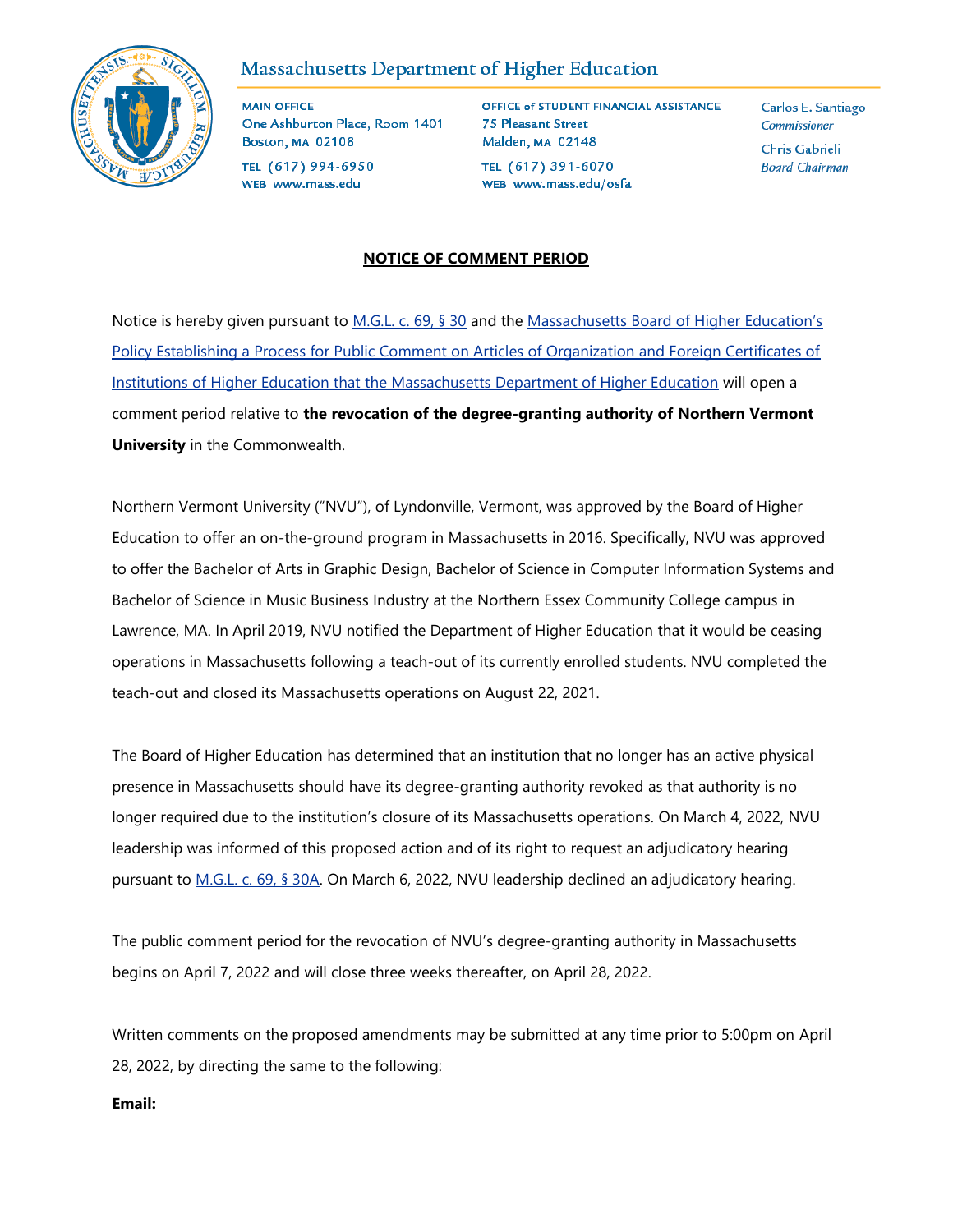Massachusetts Department of Higher Education

**MAIN OFFICE**
One Ashburton Place, Room 1401
Boston, MA 02108
TEL (617) 994-6950
WEB www.mass.edu

**OFFICE of STUDENT FINANCIAL ASSISTANCE**
75 Pleasant Street
Malden, MA 02148
TEL (617) 391-6070
WEB www.mass.edu/osfa

Carlos E. Santiago
*Commissioner*

Chris Gabrieli
*Board Chairman*

## NOTICE OF COMMENT PERIOD

Notice is hereby given pursuant to M.G.L. c. 69, § 30 and the Massachusetts Board of Higher Education's Policy Establishing a Process for Public Comment on Articles of Organization and Foreign Certificates of Institutions of Higher Education that the Massachusetts Department of Higher Education will open a comment period relative to **the revocation of the degree-granting authority of Northern Vermont University** in the Commonwealth.

Northern Vermont University ("NVU"), of Lyndonville, Vermont, was approved by the Board of Higher Education to offer an on-the-ground program in Massachusetts in 2016. Specifically, NVU was approved to offer the Bachelor of Arts in Graphic Design, Bachelor of Science in Computer Information Systems and Bachelor of Science in Music Business Industry at the Northern Essex Community College campus in Lawrence, MA. In April 2019, NVU notified the Department of Higher Education that it would be ceasing operations in Massachusetts following a teach-out of its currently enrolled students. NVU completed the teach-out and closed its Massachusetts operations on August 22, 2021.

The Board of Higher Education has determined that an institution that no longer has an active physical presence in Massachusetts should have its degree-granting authority revoked as that authority is no longer required due to the institution's closure of its Massachusetts operations. On March 4, 2022, NVU leadership was informed of this proposed action and of its right to request an adjudicatory hearing pursuant to M.G.L. c. 69, § 30A. On March 6, 2022, NVU leadership declined an adjudicatory hearing.

The public comment period for the revocation of NVU's degree-granting authority in Massachusetts begins on April 7, 2022 and will close three weeks thereafter, on April 28, 2022.

Written comments on the proposed amendments may be submitted at any time prior to 5:00pm on April 28, 2022, by directing the same to the following:

**Email:**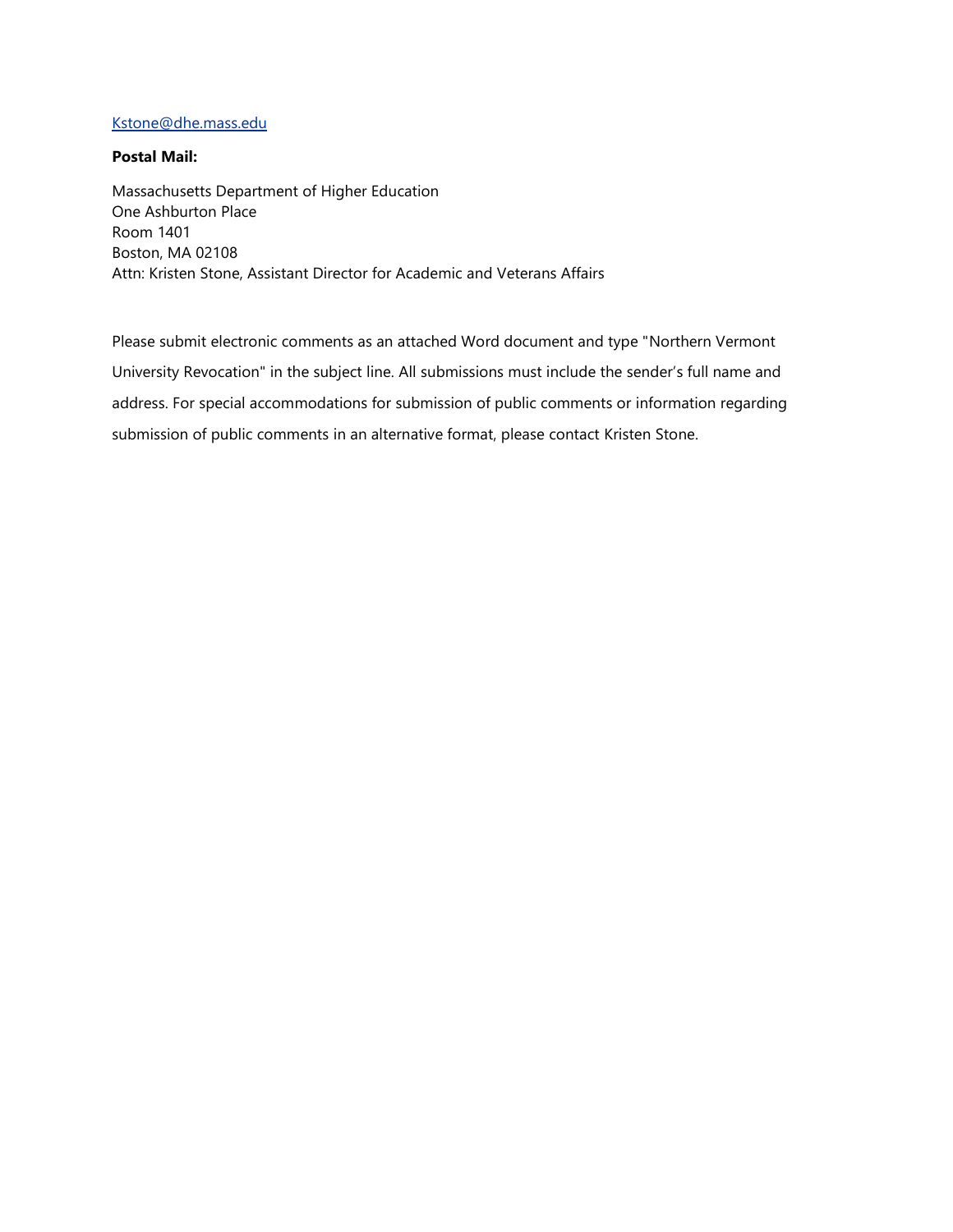[Kstone@dhe.mass.edu](mailto:Kstone@dhe.mass.edu)

**Postal Mail:**

Massachusetts Department of Higher Education
One Ashburton Place
Room 1401
Boston, MA 02108
Attn: Kristen Stone, Assistant Director for Academic and Veterans Affairs

Please submit electronic comments as an attached Word document and type "Northern Vermont University Revocation" in the subject line. All submissions must include the sender's full name and address. For special accommodations for submission of public comments or information regarding submission of public comments in an alternative format, please contact Kristen Stone.